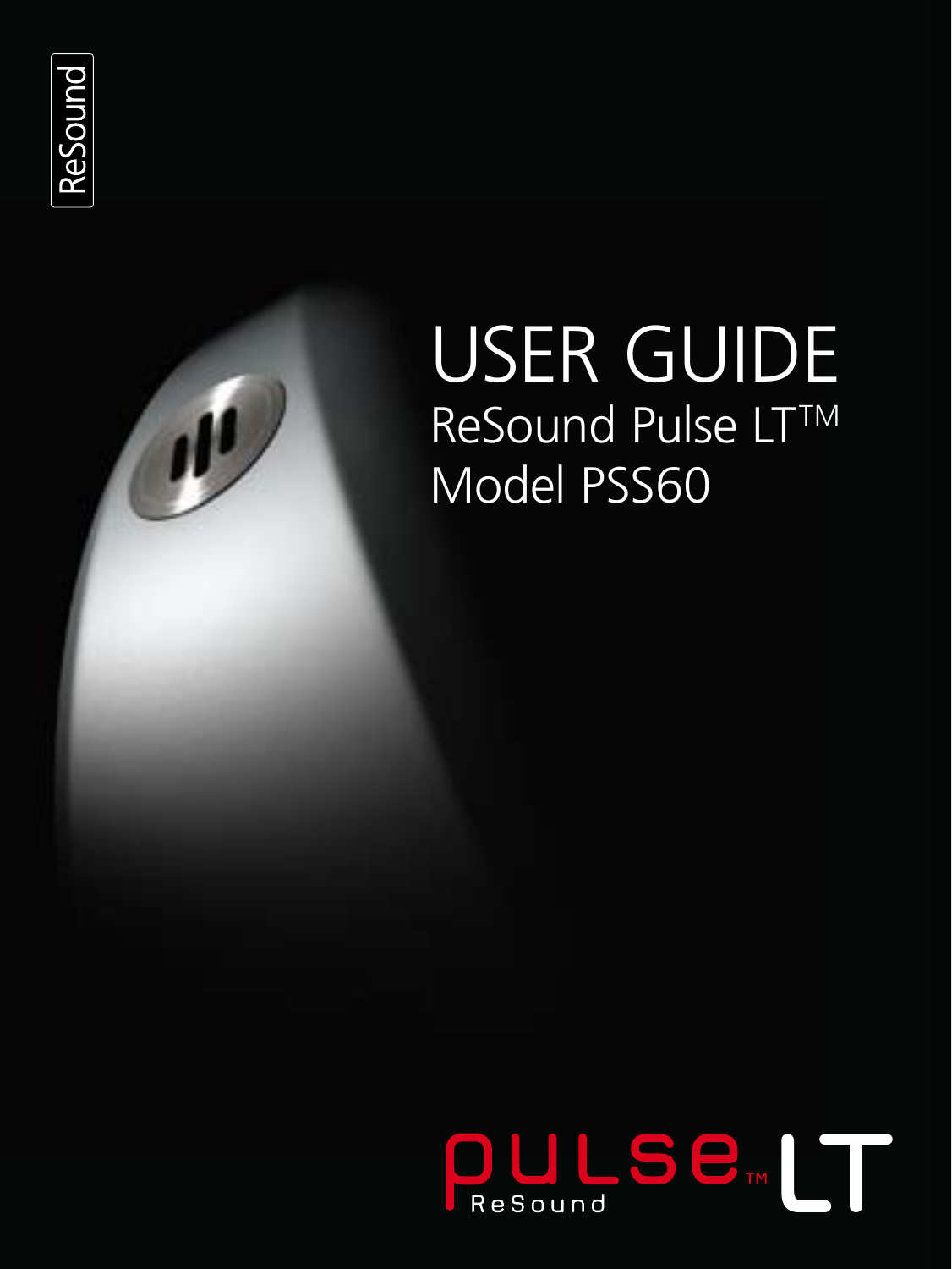ReSound

# USER GUIDE

## ReSound Pulse LT™
## Model PSS60

pulse™ LT
ReSound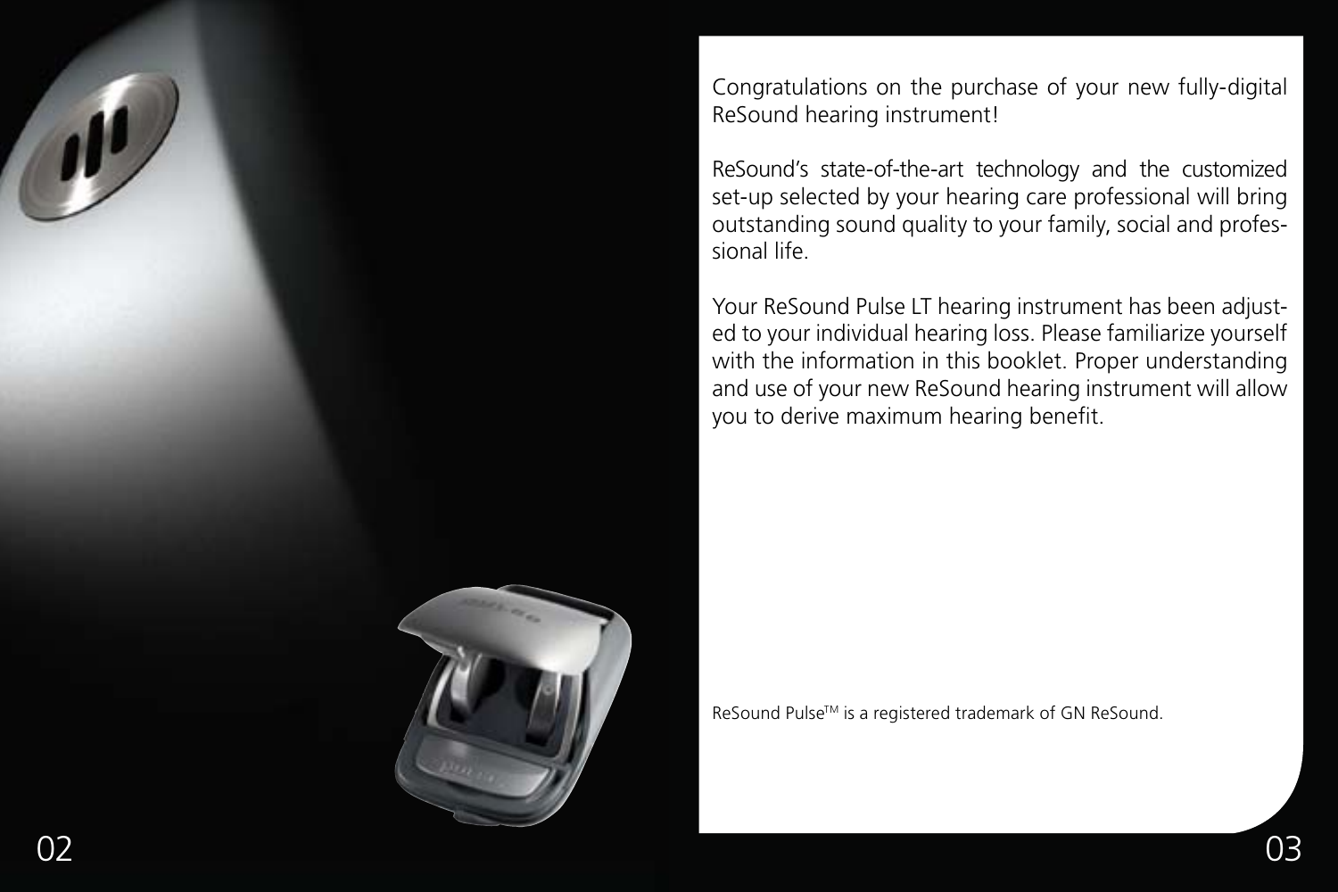Congratulations on the purchase of your new fully-digital ReSound hearing instrument!

ReSound's state-of-the-art technology and the customized set-up selected by your hearing care professional will bring outstanding sound quality to your family, social and professional life.

Your ReSound Pulse LT hearing instrument has been adjusted to your individual hearing loss. Please familiarize yourself with the information in this booklet. Proper understanding and use of your new ReSound hearing instrument will allow you to derive maximum hearing benefit.

ReSound Pulse™ is a registered trademark of GN ReSound.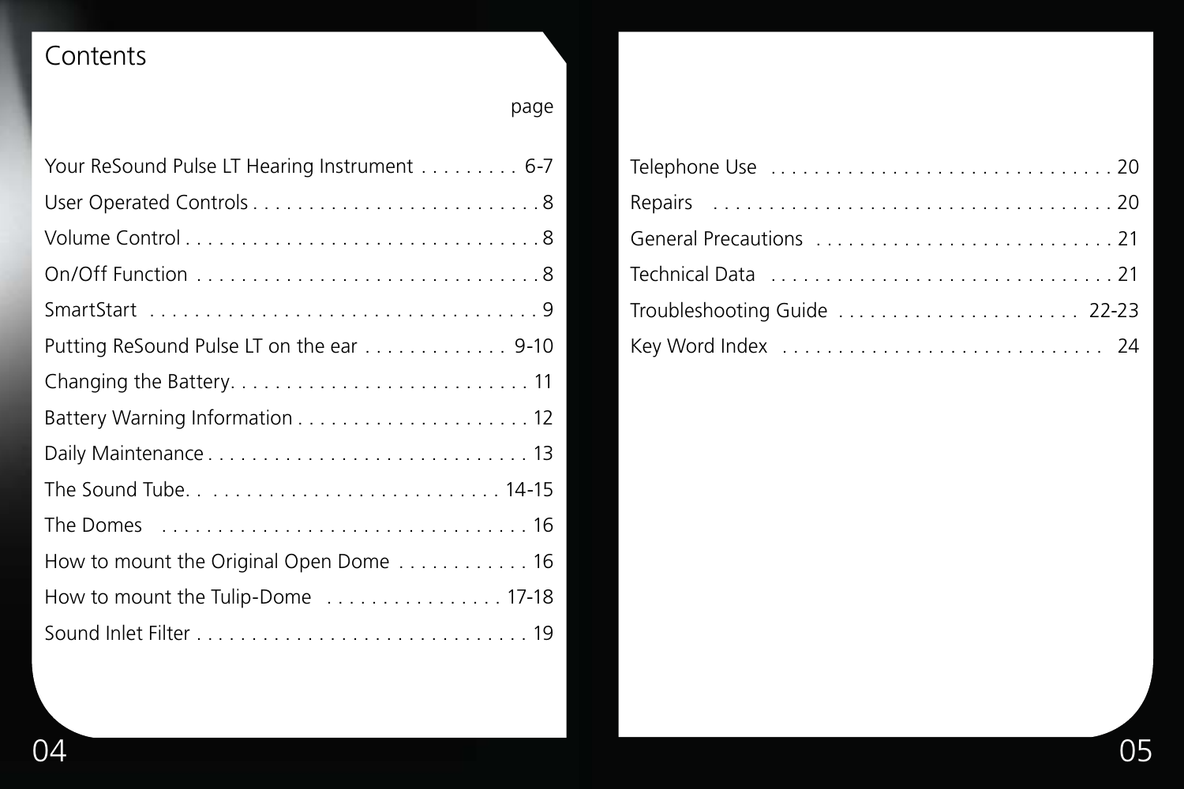# Contents

| | page |
|---|---|
| Your ReSound Pulse LT Hearing Instrument | 6-7 |
| User Operated Controls | 8 |
| Volume Control | 8 |
| On/Off Function | 8 |
| SmartStart | 9 |
| Putting ReSound Pulse LT on the ear | 9-10 |
| Changing the Battery | 11 |
| Battery Warning Information | 12 |
| Daily Maintenance | 13 |
| The Sound Tube | 14-15 |
| The Domes | 16 |
| How to mount the Original Open Dome | 16 |
| How to mount the Tulip-Dome | 17-18 |
| Sound Inlet Filter | 19 |
| Telephone Use | 20 |
| Repairs | 20 |
| General Precautions | 21 |
| Technical Data | 21 |
| Troubleshooting Guide | 22-23 |
| Key Word Index | 24 |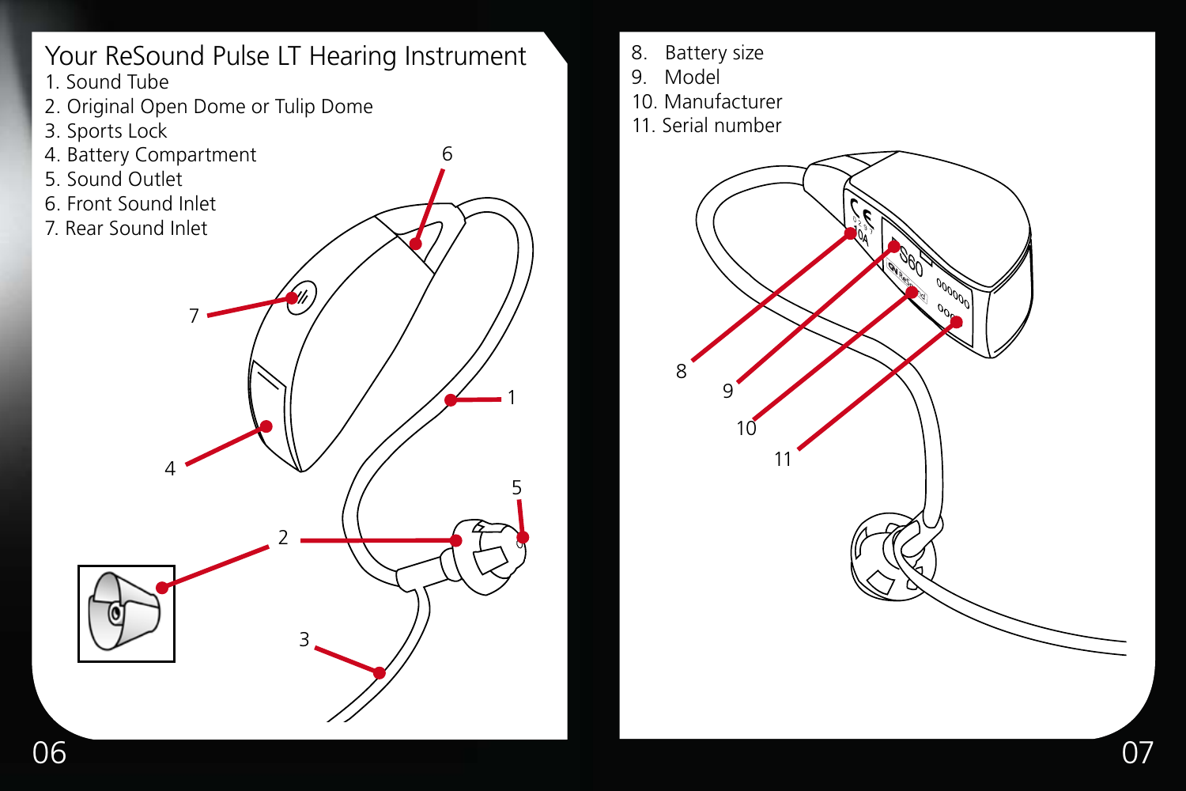# Your ReSound Pulse LT Hearing Instrument

1. Sound Tube
2. Original Open Dome or Tulip Dome
3. Sports Lock
4. Battery Compartment
5. Sound Outlet
6. Front Sound Inlet
7. Rear Sound Inlet
8. Battery size
9. Model
10. Manufacturer
11. Serial number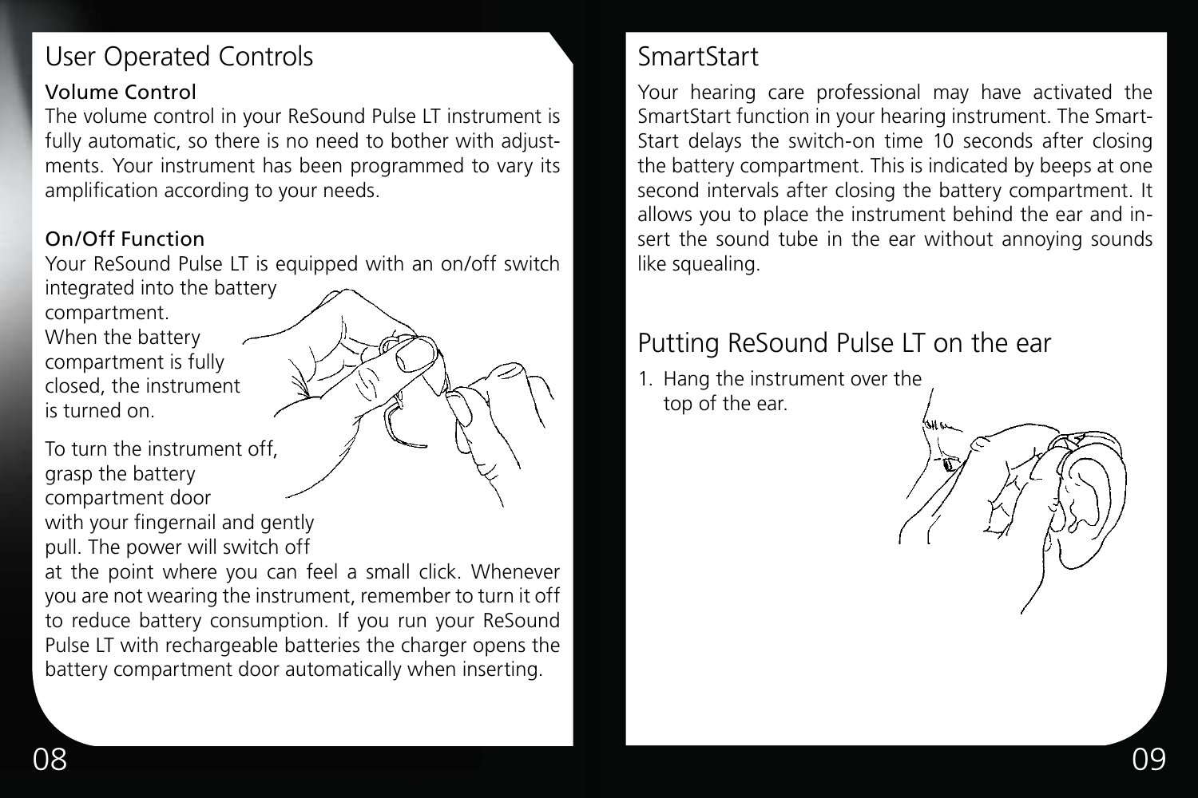# User Operated Controls

## Volume Control

The volume control in your ReSound Pulse LT instrument is fully automatic, so there is no need to bother with adjustments. Your instrument has been programmed to vary its amplification according to your needs.

## On/Off Function

Your ReSound Pulse LT is equipped with an on/off switch integrated into the battery compartment. When the battery compartment is fully closed, the instrument is turned on.

To turn the instrument off, grasp the battery compartment door with your fingernail and gently pull. The power will switch off at the point where you can feel a small click. Whenever you are not wearing the instrument, remember to turn it off to reduce battery consumption. If you run your ReSound Pulse LT with rechargeable batteries the charger opens the battery compartment door automatically when inserting.

# SmartStart

Your hearing care professional may have activated the SmartStart function in your hearing instrument. The SmartStart delays the switch-on time 10 seconds after closing the battery compartment. This is indicated by beeps at one second intervals after closing the battery compartment. It allows you to place the instrument behind the ear and insert the sound tube in the ear without annoying sounds like squealing.

# Putting ReSound Pulse LT on the ear

1. Hang the instrument over the top of the ear.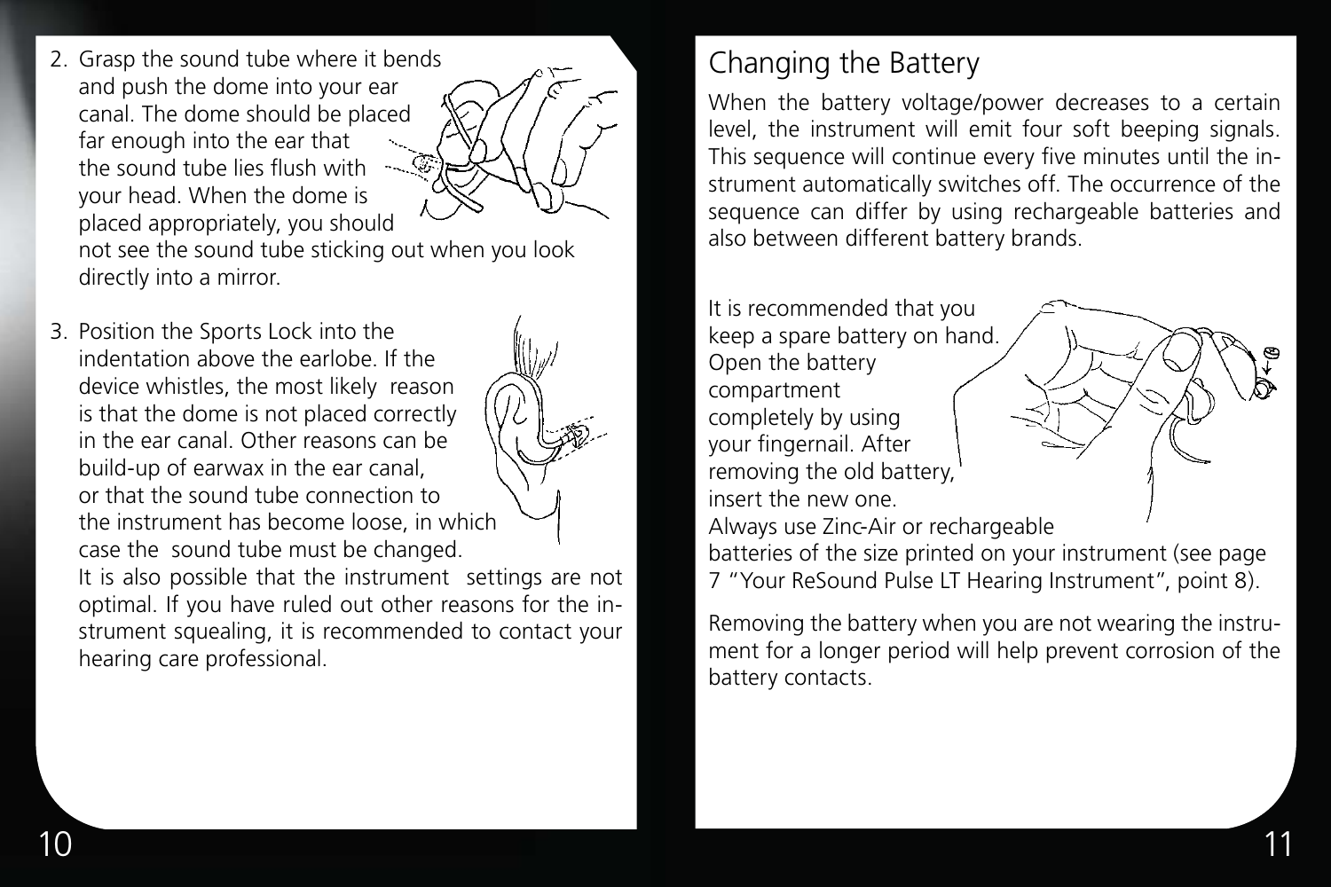2. Grasp the sound tube where it bends and push the dome into your ear canal. The dome should be placed far enough into the ear that the sound tube lies flush with your head. When the dome is placed appropriately, you should not see the sound tube sticking out when you look directly into a mirror.

3. Position the Sports Lock into the indentation above the earlobe. If the device whistles, the most likely reason is that the dome is not placed correctly in the ear canal. Other reasons can be build-up of earwax in the ear canal, or that the sound tube connection to the instrument has become loose, in which case the sound tube must be changed. It is also possible that the instrument settings are not optimal. If you have ruled out other reasons for the instrument squealing, it is recommended to contact your hearing care professional.

## Changing the Battery

When the battery voltage/power decreases to a certain level, the instrument will emit four soft beeping signals. This sequence will continue every five minutes until the instrument automatically switches off. The occurrence of the sequence can differ by using rechargeable batteries and also between different battery brands.

It is recommended that you keep a spare battery on hand. Open the battery compartment completely by using your fingernail. After removing the old battery, insert the new one. Always use Zinc-Air or rechargeable batteries of the size printed on your instrument (see page 7 "Your ReSound Pulse LT Hearing Instrument", point 8).

Removing the battery when you are not wearing the instrument for a longer period will help prevent corrosion of the battery contacts.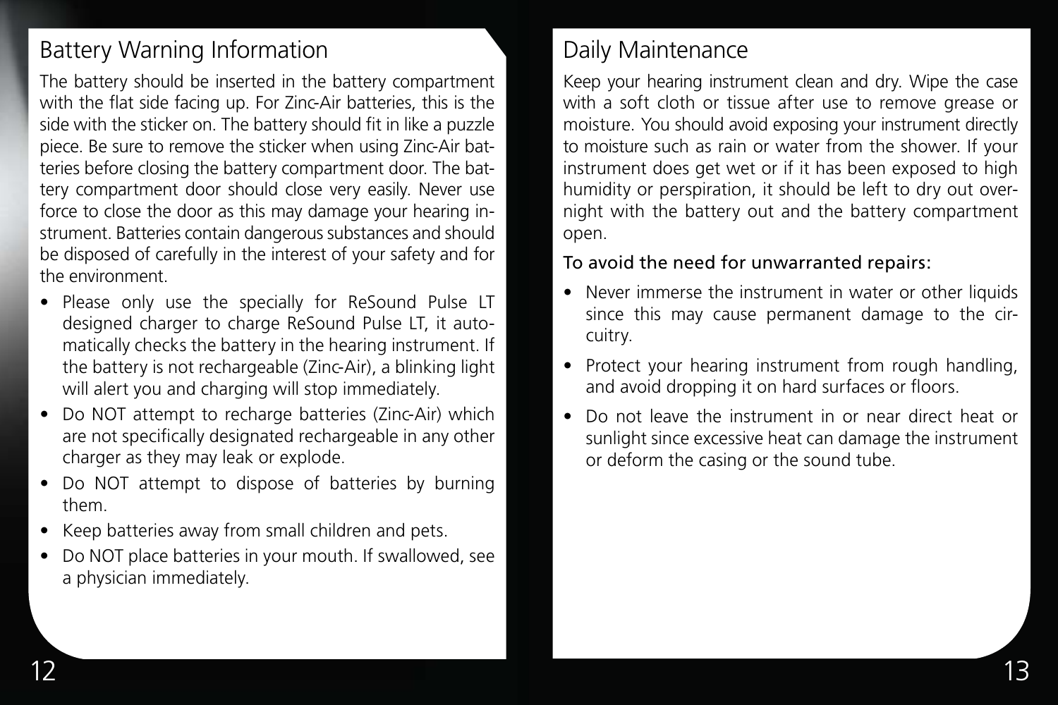## Battery Warning Information

The battery should be inserted in the battery compartment with the flat side facing up. For Zinc-Air batteries, this is the side with the sticker on. The battery should fit in like a puzzle piece. Be sure to remove the sticker when using Zinc-Air batteries before closing the battery compartment door. The battery compartment door should close very easily. Never use force to close the door as this may damage your hearing instrument. Batteries contain dangerous substances and should be disposed of carefully in the interest of your safety and for the environment.

- Please only use the specially for ReSound Pulse LT designed charger to charge ReSound Pulse LT, it automatically checks the battery in the hearing instrument. If the battery is not rechargeable (Zinc-Air), a blinking light will alert you and charging will stop immediately.
- Do NOT attempt to recharge batteries (Zinc-Air) which are not specifically designated rechargeable in any other charger as they may leak or explode.
- Do NOT attempt to dispose of batteries by burning them.
- Keep batteries away from small children and pets.
- Do NOT place batteries in your mouth. If swallowed, see a physician immediately.

## Daily Maintenance

Keep your hearing instrument clean and dry. Wipe the case with a soft cloth or tissue after use to remove grease or moisture. You should avoid exposing your instrument directly to moisture such as rain or water from the shower. If your instrument does get wet or if it has been exposed to high humidity or perspiration, it should be left to dry out overnight with the battery out and the battery compartment open.

To avoid the need for unwarranted repairs:

- Never immerse the instrument in water or other liquids since this may cause permanent damage to the circuitry.
- Protect your hearing instrument from rough handling, and avoid dropping it on hard surfaces or floors.
- Do not leave the instrument in or near direct heat or sunlight since excessive heat can damage the instrument or deform the casing or the sound tube.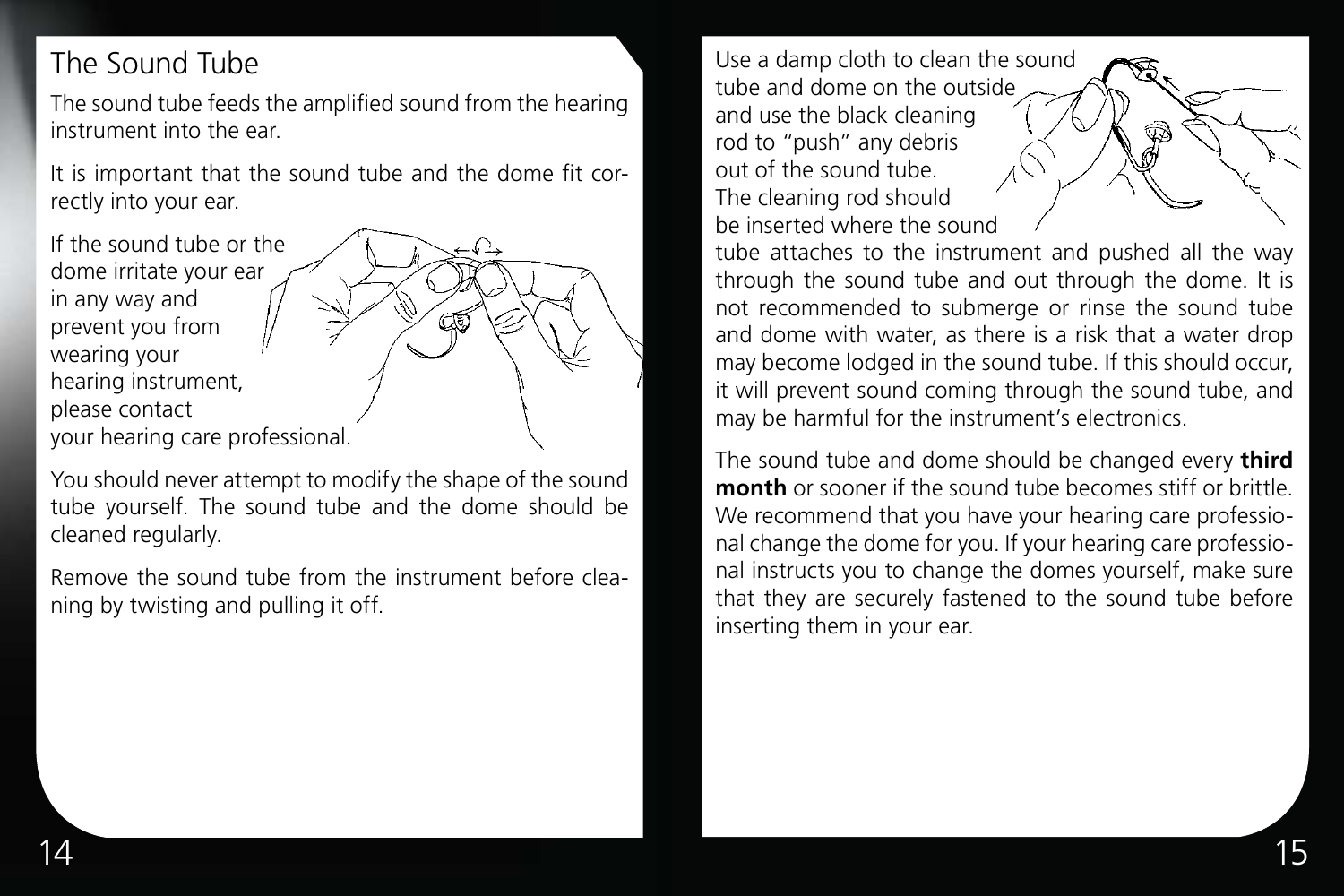## The Sound Tube

The sound tube feeds the amplified sound from the hearing instrument into the ear.

It is important that the sound tube and the dome fit correctly into your ear.

If the sound tube or the dome irritate your ear in any way and prevent you from wearing your hearing instrument, please contact your hearing care professional.

You should never attempt to modify the shape of the sound tube yourself. The sound tube and the dome should be cleaned regularly.

Remove the sound tube from the instrument before cleaning by twisting and pulling it off.

Use a damp cloth to clean the sound tube and dome on the outside and use the black cleaning rod to "push" any debris out of the sound tube. The cleaning rod should be inserted where the sound tube attaches to the instrument and pushed all the way through the sound tube and out through the dome. It is not recommended to submerge or rinse the sound tube and dome with water, as there is a risk that a water drop may become lodged in the sound tube. If this should occur, it will prevent sound coming through the sound tube, and may be harmful for the instrument's electronics.

The sound tube and dome should be changed every **third month** or sooner if the sound tube becomes stiff or brittle. We recommend that you have your hearing care professional change the dome for you. If your hearing care professional instructs you to change the domes yourself, make sure that they are securely fastened to the sound tube before inserting them in your ear.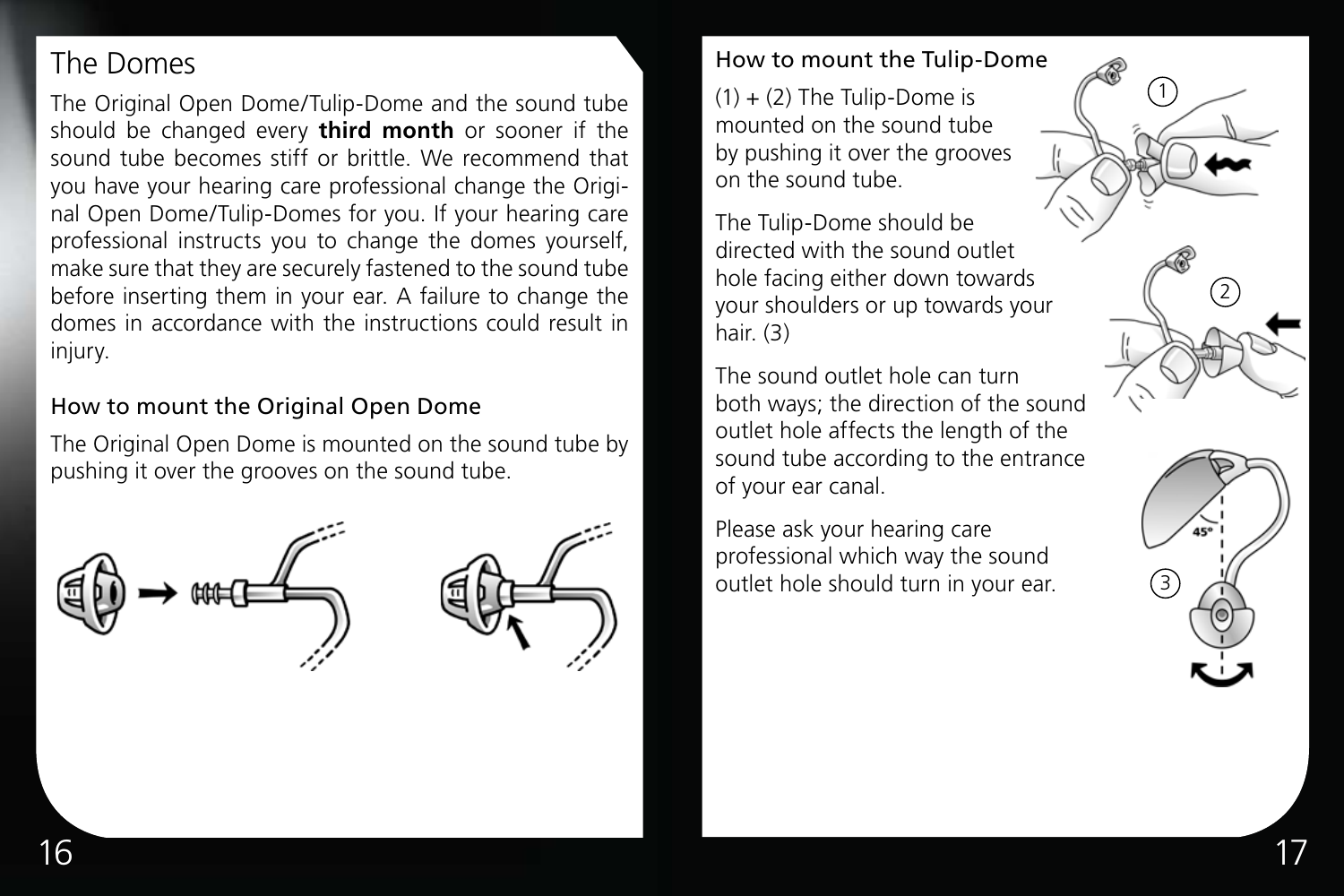# The Domes

The Original Open Dome/Tulip-Dome and the sound tube should be changed every **third month** or sooner if the sound tube becomes stiff or brittle. We recommend that you have your hearing care professional change the Original Open Dome/Tulip-Domes for you. If your hearing care professional instructs you to change the domes yourself, make sure that they are securely fastened to the sound tube before inserting them in your ear. A failure to change the domes in accordance with the instructions could result in injury.

## How to mount the Original Open Dome

The Original Open Dome is mounted on the sound tube by pushing it over the grooves on the sound tube.

## How to mount the Tulip-Dome

(1) + (2) The Tulip-Dome is mounted on the sound tube by pushing it over the grooves on the sound tube.

The Tulip-Dome should be directed with the sound outlet hole facing either down towards your shoulders or up towards your hair. (3)

The sound outlet hole can turn both ways; the direction of the sound outlet hole affects the length of the sound tube according to the entrance of your ear canal.

Please ask your hearing care professional which way the sound outlet hole should turn in your ear.

1

2

45°

3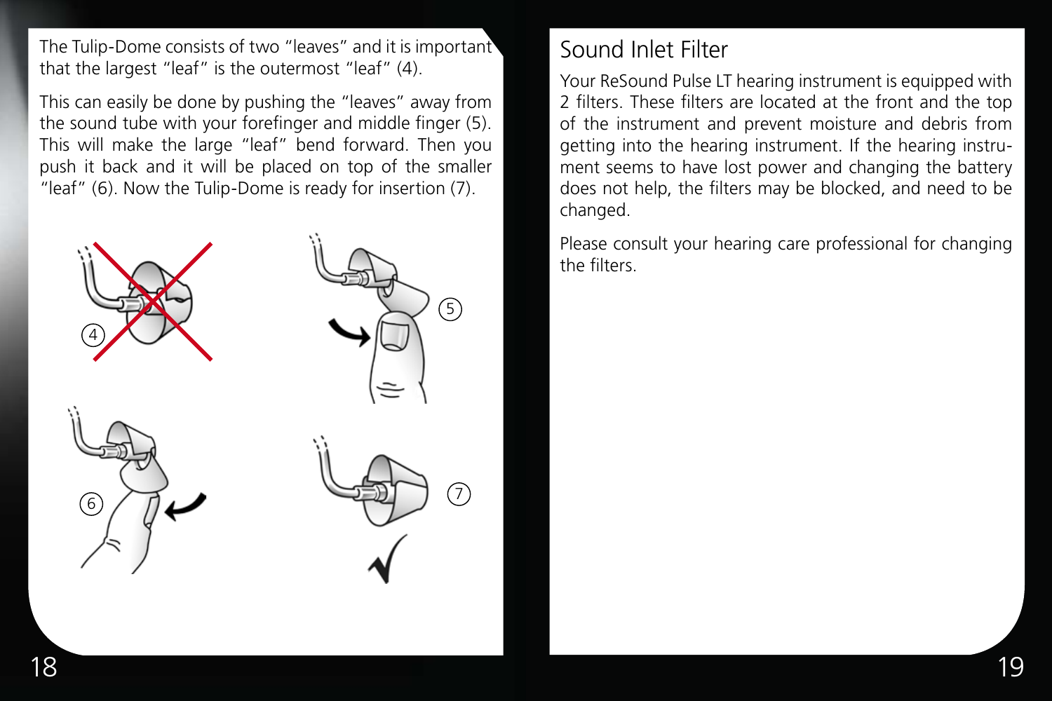The Tulip-Dome consists of two “leaves” and it is important that the largest “leaf” is the outermost “leaf” (4).

This can easily be done by pushing the “leaves” away from the sound tube with your forefinger and middle finger (5). This will make the large “leaf” bend forward. Then you push it back and it will be placed on top of the smaller “leaf” (6). Now the Tulip-Dome is ready for insertion (7).

4

5

6

7

## Sound Inlet Filter

Your ReSound Pulse LT hearing instrument is equipped with 2 filters. These filters are located at the front and the top of the instrument and prevent moisture and debris from getting into the hearing instrument. If the hearing instrument seems to have lost power and changing the battery does not help, the filters may be blocked, and need to be changed.

Please consult your hearing care professional for changing the filters.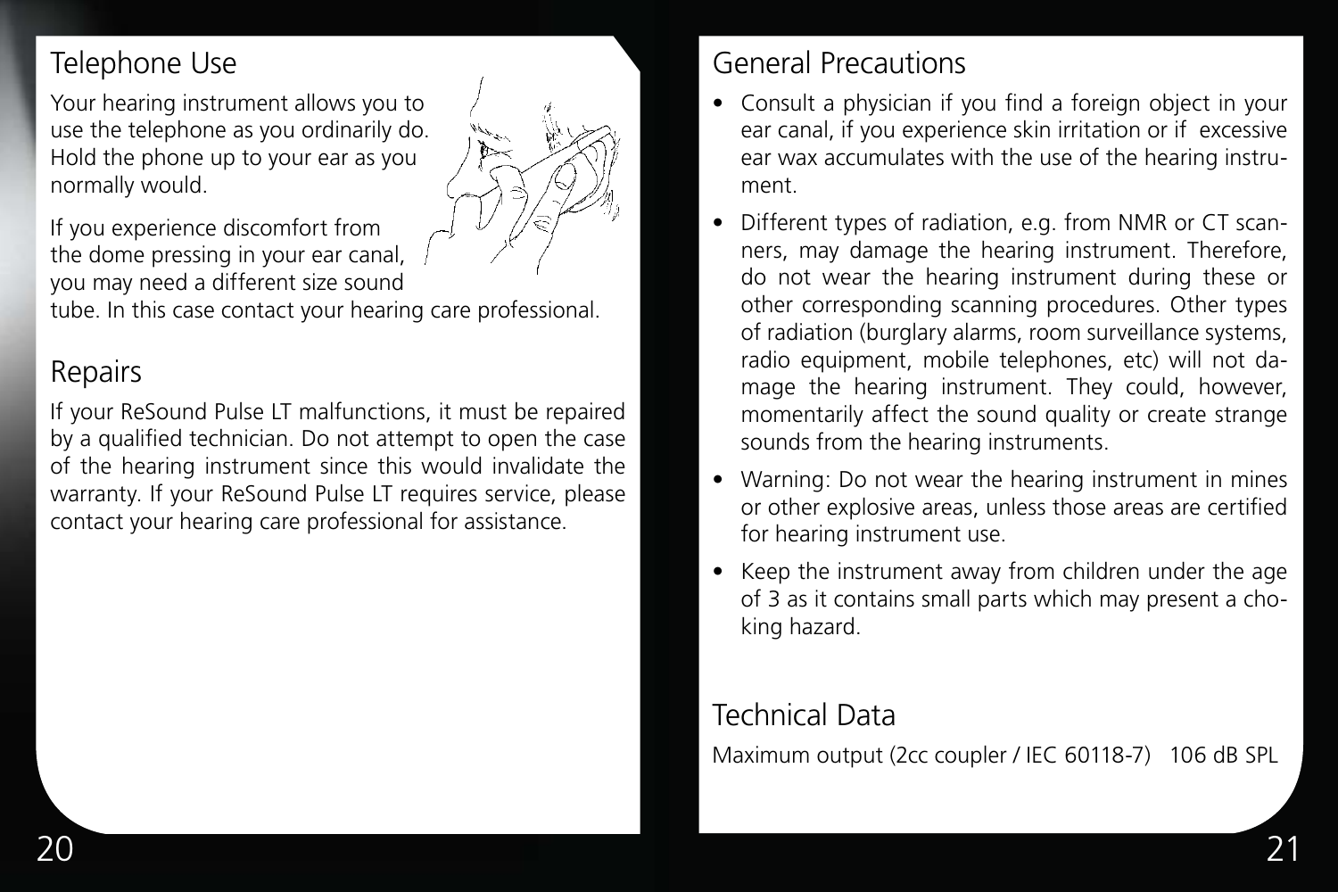## Telephone Use

Your hearing instrument allows you to use the telephone as you ordinarily do. Hold the phone up to your ear as you normally would.

If you experience discomfort from the dome pressing in your ear canal, you may need a different size sound tube. In this case contact your hearing care professional.

## Repairs

If your ReSound Pulse LT malfunctions, it must be repaired by a qualified technician. Do not attempt to open the case of the hearing instrument since this would invalidate the warranty. If your ReSound Pulse LT requires service, please contact your hearing care professional for assistance.

## General Precautions

- Consult a physician if you find a foreign object in your ear canal, if you experience skin irritation or if excessive ear wax accumulates with the use of the hearing instrument.
- Different types of radiation, e.g. from NMR or CT scanners, may damage the hearing instrument. Therefore, do not wear the hearing instrument during these or other corresponding scanning procedures. Other types of radiation (burglary alarms, room surveillance systems, radio equipment, mobile telephones, etc) will not damage the hearing instrument. They could, however, momentarily affect the sound quality or create strange sounds from the hearing instruments.
- Warning: Do not wear the hearing instrument in mines or other explosive areas, unless those areas are certified for hearing instrument use.
- Keep the instrument away from children under the age of 3 as it contains small parts which may present a choking hazard.

## Technical Data

Maximum output (2cc coupler / IEC 60118-7) 106 dB SPL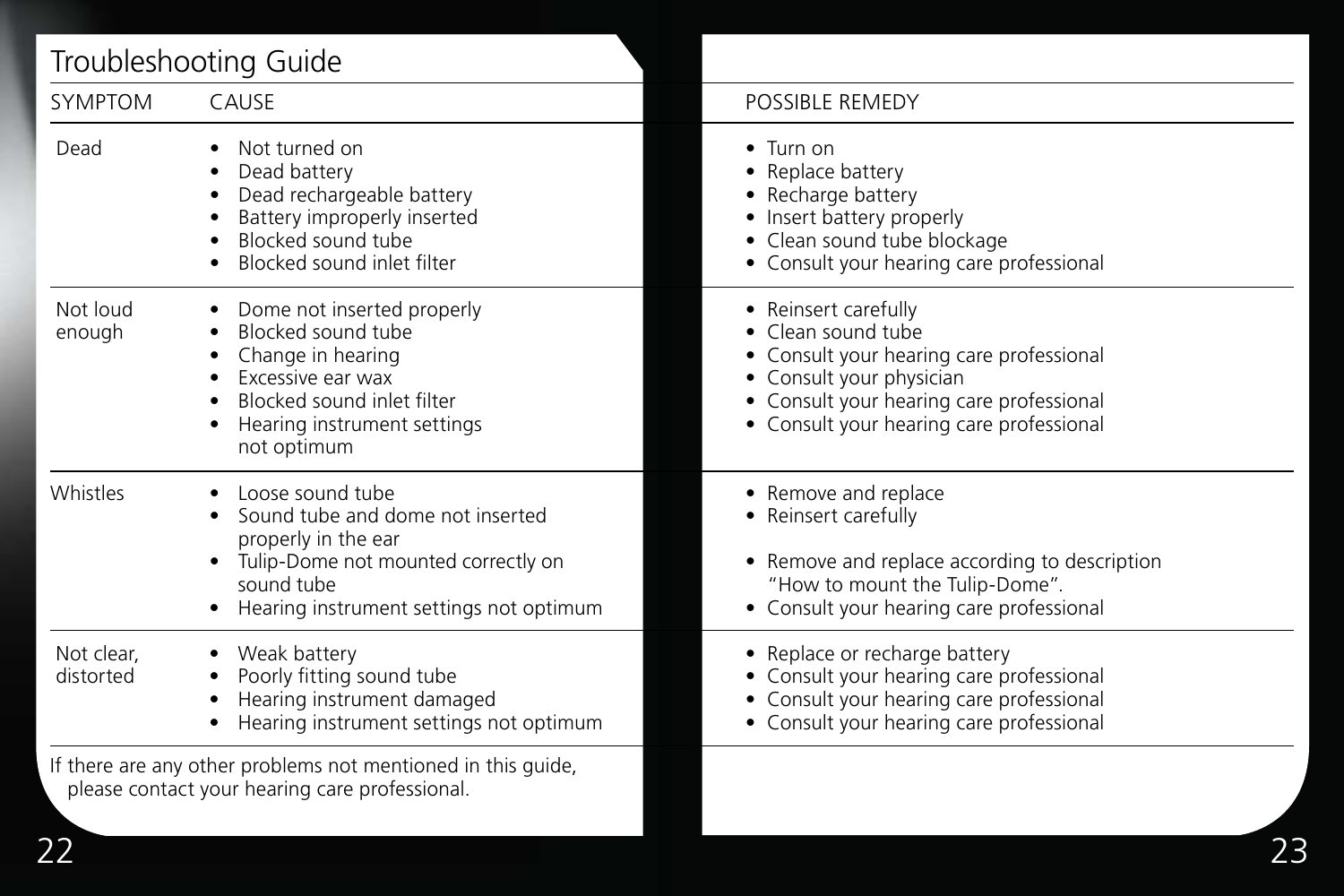# Troubleshooting Guide

| SYMPTOM | CAUSE | POSSIBLE REMEDY |
|---|---|---|
| Dead | • Not turned on<br>• Dead battery<br>• Dead rechargeable battery<br>• Battery improperly inserted<br>• Blocked sound tube<br>• Blocked sound inlet filter | • Turn on<br>• Replace battery<br>• Recharge battery<br>• Insert battery properly<br>• Clean sound tube blockage<br>• Consult your hearing care professional |
| Not loud enough | • Dome not inserted properly<br>• Blocked sound tube<br>• Change in hearing<br>• Excessive ear wax<br>• Blocked sound inlet filter<br>• Hearing instrument settings not optimum | • Reinsert carefully<br>• Clean sound tube<br>• Consult your hearing care professional<br>• Consult your physician<br>• Consult your hearing care professional<br>• Consult your hearing care professional |
| Whistles | • Loose sound tube<br>• Sound tube and dome not inserted properly in the ear<br>• Tulip-Dome not mounted correctly on sound tube<br>• Hearing instrument settings not optimum | • Remove and replace<br>• Reinsert carefully<br>• Remove and replace according to description "How to mount the Tulip-Dome".<br>• Consult your hearing care professional |
| Not clear, distorted | • Weak battery<br>• Poorly fitting sound tube<br>• Hearing instrument damaged<br>• Hearing instrument settings not optimum | • Replace or recharge battery<br>• Consult your hearing care professional<br>• Consult your hearing care professional<br>• Consult your hearing care professional |

If there are any other problems not mentioned in this guide, please contact your hearing care professional.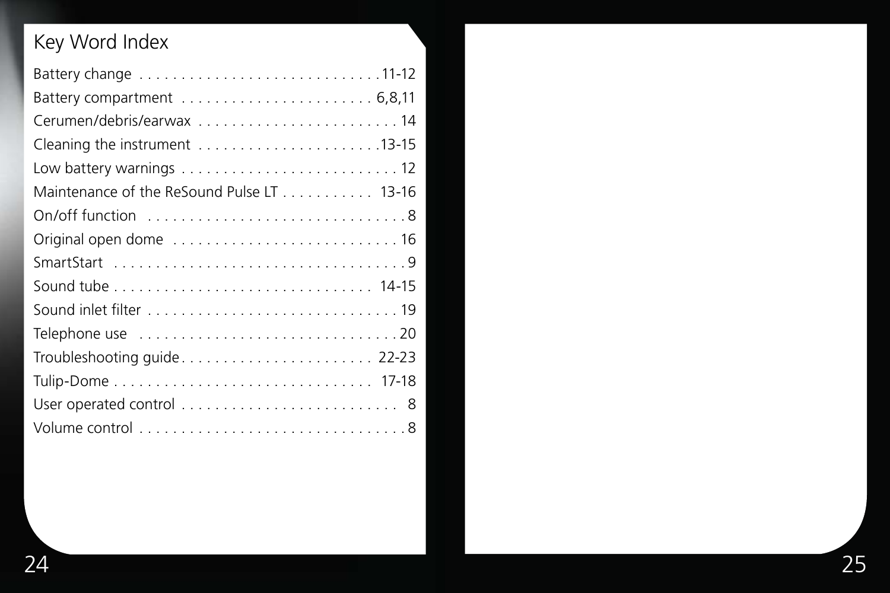# Key Word Index

Battery change . . . . . . . . . . . . . . . . . . . . . . . . . . . .11-12
Battery compartment . . . . . . . . . . . . . . . . . . . . . . . 6,8,11
Cerumen/debris/earwax . . . . . . . . . . . . . . . . . . . . . . . . 14
Cleaning the instrument . . . . . . . . . . . . . . . . . . . . . .13-15
Low battery warnings . . . . . . . . . . . . . . . . . . . . . . . . . . 12
Maintenance of the ReSound Pulse LT . . . . . . . . . . . 13-16
On/off function . . . . . . . . . . . . . . . . . . . . . . . . . . . . . . . .8
Original open dome . . . . . . . . . . . . . . . . . . . . . . . . . . 16
SmartStart . . . . . . . . . . . . . . . . . . . . . . . . . . . . . . . . . . .9
Sound tube . . . . . . . . . . . . . . . . . . . . . . . . . . . . . . . 14-15
Sound inlet filter . . . . . . . . . . . . . . . . . . . . . . . . . . . . . 19
Telephone use . . . . . . . . . . . . . . . . . . . . . . . . . . . . . . .20
Troubleshooting guide . . . . . . . . . . . . . . . . . . . . . . . 22-23
Tulip-Dome . . . . . . . . . . . . . . . . . . . . . . . . . . . . . . . 17-18
User operated control . . . . . . . . . . . . . . . . . . . . . . . . . 8
Volume control . . . . . . . . . . . . . . . . . . . . . . . . . . . . . . . .8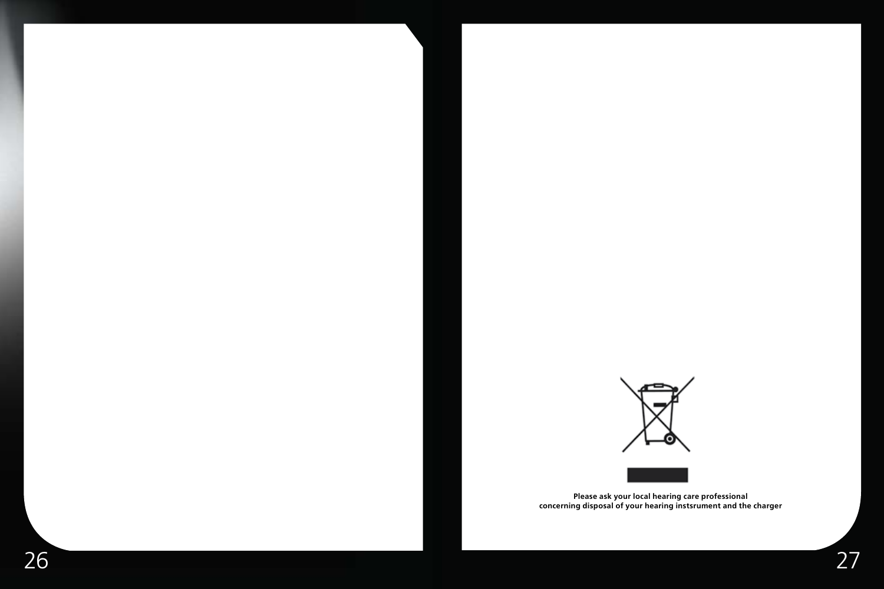**Please ask your local hearing care professional concerning disposal of your hearing instsrument and the charger**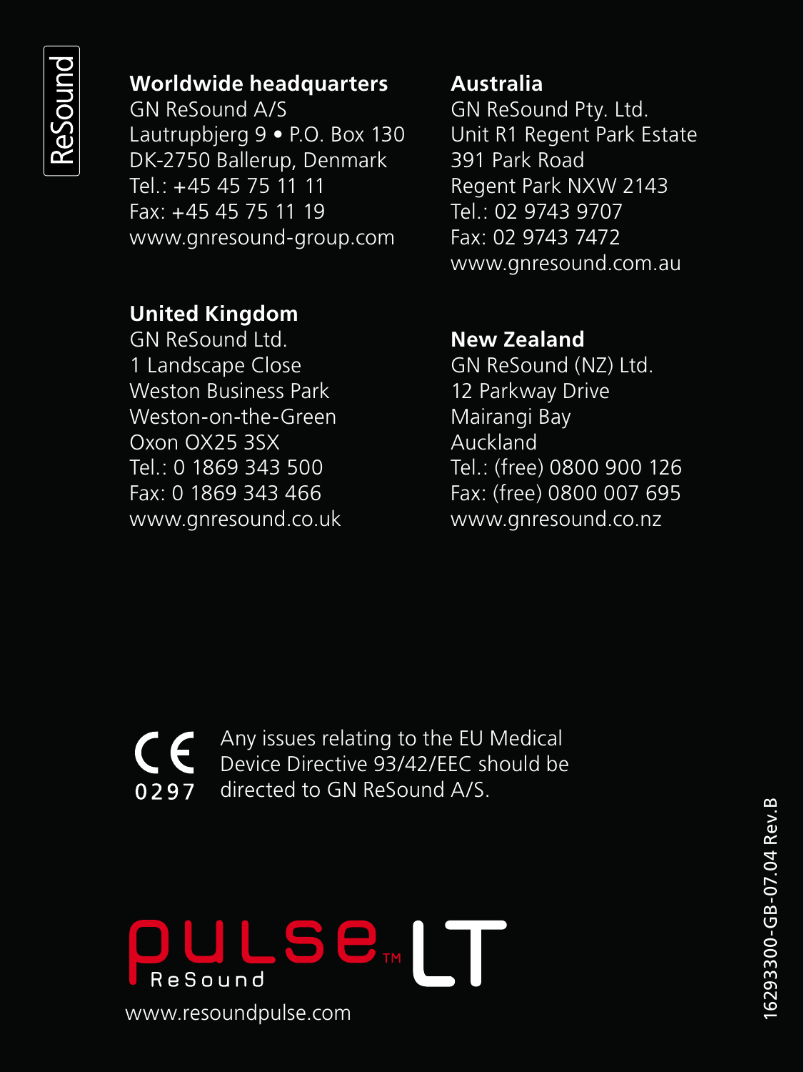ReSound

**Worldwide headquarters**
GN ReSound A/S
Lautrupbjerg 9 • P.O. Box 130
DK-2750 Ballerup, Denmark
Tel.: +45 45 75 11 11
Fax: +45 45 75 11 19
www.gnresound-group.com

**United Kingdom**
GN ReSound Ltd.
1 Landscape Close
Weston Business Park
Weston-on-the-Green
Oxon OX25 3SX
Tel.: 0 1869 343 500
Fax: 0 1869 343 466
www.gnresound.co.uk

**Australia**
GN ReSound Pty. Ltd.
Unit R1 Regent Park Estate
391 Park Road
Regent Park NXW 2143
Tel.: 02 9743 9707
Fax: 02 9743 7472
www.gnresound.com.au

**New Zealand**
GN ReSound (NZ) Ltd.
12 Parkway Drive
Mairangi Bay
Auckland
Tel.: (free) 0800 900 126
Fax: (free) 0800 007 695
www.gnresound.co.nz

CE 0297 Any issues relating to the EU Medical Device Directive 93/42/EEC should be directed to GN ReSound A/S.

pulse™ LT ReSound
www.resoundpulse.com

16293300-GB-07.04 Rev.B